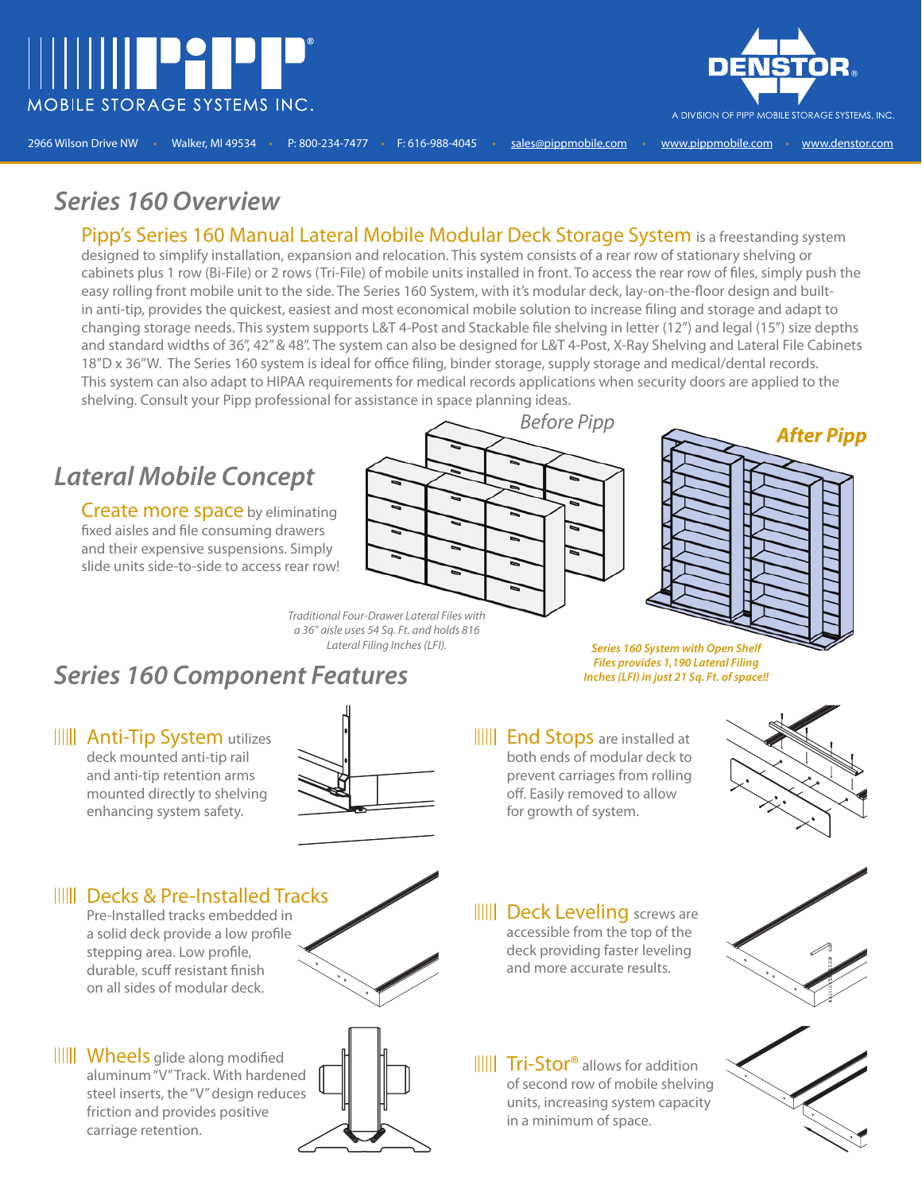PIPP MOBILE STORAGE SYSTEMS INC.

DENSTOR® A DIVISION OF PIPP MOBILE STORAGE SYSTEMS, INC.

2966 Wilson Drive NW • Walker, MI 49534 • P: 800-234-7477 • F: 616-988-4045 • sales@pippmobile.com • www.pippmobile.com • www.denstor.com

## Series 160 Overview

**Pipp's Series 160 Manual Lateral Mobile Modular Deck Storage System** is a freestanding system designed to simplify installation, expansion and relocation. This system consists of a rear row of stationary shelving or cabinets plus 1 row (Bi-File) or 2 rows (Tri-File) of mobile units installed in front. To access the rear row of files, simply push the easy rolling front mobile unit to the side. The Series 160 System, with it's modular deck, lay-on-the-floor design and built-in anti-tip, provides the quickest, easiest and most economical mobile solution to increase filing and storage and adapt to changing storage needs. This system supports L&T 4-Post and Stackable file shelving in letter (12") and legal (15") size depths and standard widths of 36", 42" & 48". The system can also be designed for L&T 4-Post, X-Ray Shelving and Lateral File Cabinets 18"D x 36"W. The Series 160 system is ideal for office filing, binder storage, supply storage and medical/dental records. This system can also adapt to HIPAA requirements for medical records applications when security doors are applied to the shelving. Consult your Pipp professional for assistance in space planning ideas.

## Lateral Mobile Concept

**Create more space** by eliminating fixed aisles and file consuming drawers and their expensive suspensions. Simply slide units side-to-side to access rear row!

*Before Pipp*

*Traditional Four-Drawer Lateral Files with a 36" aisle uses 54 Sq. Ft. and holds 816 Lateral Filing Inches (LFI).*

***After Pipp***

***Series 160 System with Open Shelf Files provides 1,190 Lateral Filing Inches (LFI) in just 21 Sq. Ft. of space!!***

## Series 160 Component Features

**Anti-Tip System** utilizes deck mounted anti-tip rail and anti-tip retention arms mounted directly to shelving enhancing system safety.

**End Stops** are installed at both ends of modular deck to prevent carriages from rolling off. Easily removed to allow for growth of system.

**Decks & Pre-Installed Tracks** Pre-Installed tracks embedded in a solid deck provide a low profile stepping area. Low profile, durable, scuff resistant finish on all sides of modular deck.

**Deck Leveling** screws are accessible from the top of the deck providing faster leveling and more accurate results.

**Wheels** glide along modified aluminum "V" Track. With hardened steel inserts, the "V" design reduces friction and provides positive carriage retention.

**Tri-Stor®** allows for addition of second row of mobile shelving units, increasing system capacity in a minimum of space.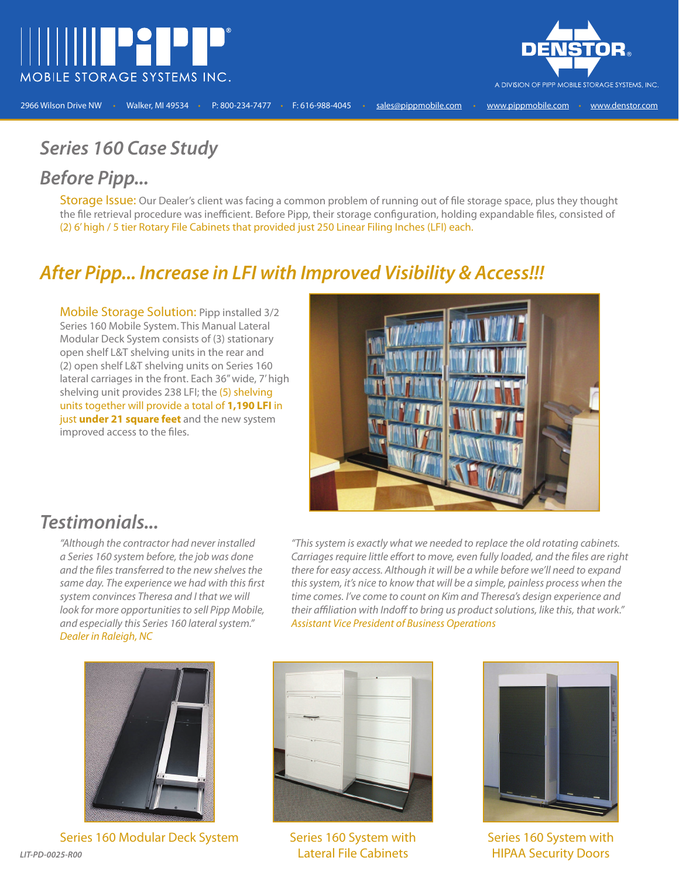# Series 160 Case Study

## Before Pipp...

Storage Issue: Our Dealer's client was facing a common problem of running out of file storage space, plus they thought the file retrieval procedure was inefficient. Before Pipp, their storage configuration, holding expandable files, consisted of (2) 6' high / 5 tier Rotary File Cabinets that provided just 250 Linear Filing Inches (LFI) each.

## *After Pipp... Increase in LFI with Improved Visibility & Access!!!*

Mobile Storage Solution: Pipp installed 3/2 Series 160 Mobile System. This Manual Lateral Modular Deck System consists of (3) stationary open shelf L&T shelving units in the rear and (2) open shelf L&T shelving units on Series 160 lateral carriages in the front. Each 36" wide, 7' high shelving unit provides 238 LFI; the (5) shelving units together will provide a total of **1,190 LFI** in just **under 21 square feet** and the new system improved access to the files.

## Testimonials...

*"Although the contractor had never installed a Series 160 system before, the job was done and the files transferred to the new shelves the same day. The experience we had with this first system convinces Theresa and I that we will look for more opportunities to sell Pipp Mobile, and especially this Series 160 lateral system."*
*Dealer in Raleigh, NC*

*"This system is exactly what we needed to replace the old rotating cabinets. Carriages require little effort to move, even fully loaded, and the files are right there for easy access. Although it will be a while before we'll need to expand this system, it's nice to know that will be a simple, painless process when the time comes. I've come to count on Kim and Theresa's design experience and their affiliation with Indoff to bring us product solutions, like this, that work."*
*Assistant Vice President of Business Operations*

Series 160 Modular Deck System

Series 160 System with Lateral File Cabinets

Series 160 System with HIPAA Security Doors

*LIT-PD-0025-R00*